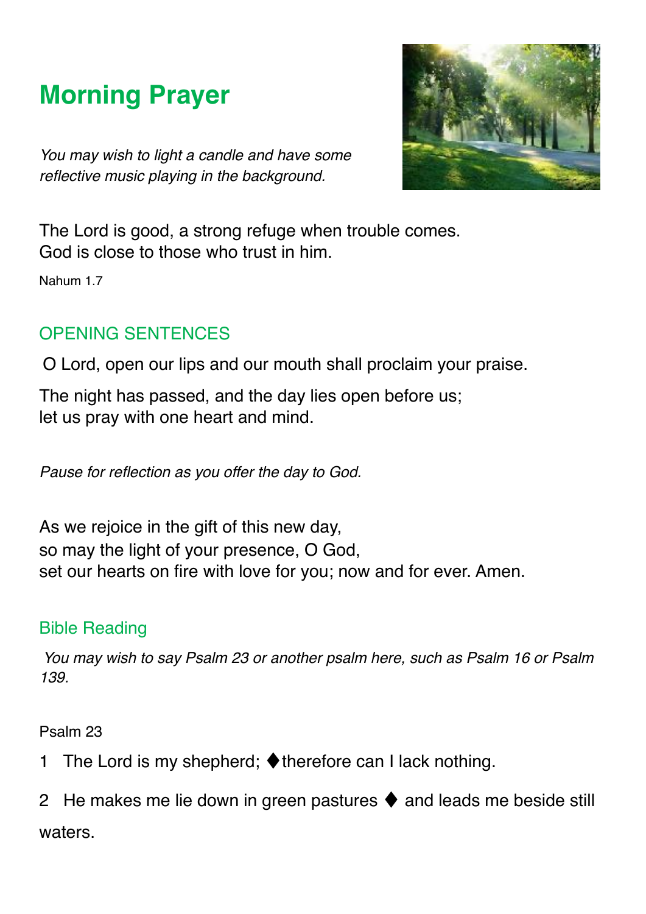# Morning Prayer

*You may wish to light a candle and have some reflective music playing in the background.*

The Lord is good, a strong refuge when trouble comes.
God is close to those who trust in him.

Nahum 1.7

## OPENING SENTENCES

O Lord, open our lips and our mouth shall proclaim your praise.

The night has passed, and the day lies open before us;
let us pray with one heart and mind.

*Pause for reflection as you offer the day to God.*

As we rejoice in the gift of this new day,
so may the light of your presence, O God,
set our hearts on fire with love for you; now and for ever. Amen.

## Bible Reading

*You may wish to say Psalm 23 or another psalm here, such as Psalm 16 or Psalm 139.*

Psalm 23

1 The Lord is my shepherd; ♦therefore can I lack nothing.

2 He makes me lie down in green pastures ♦ and leads me beside still waters.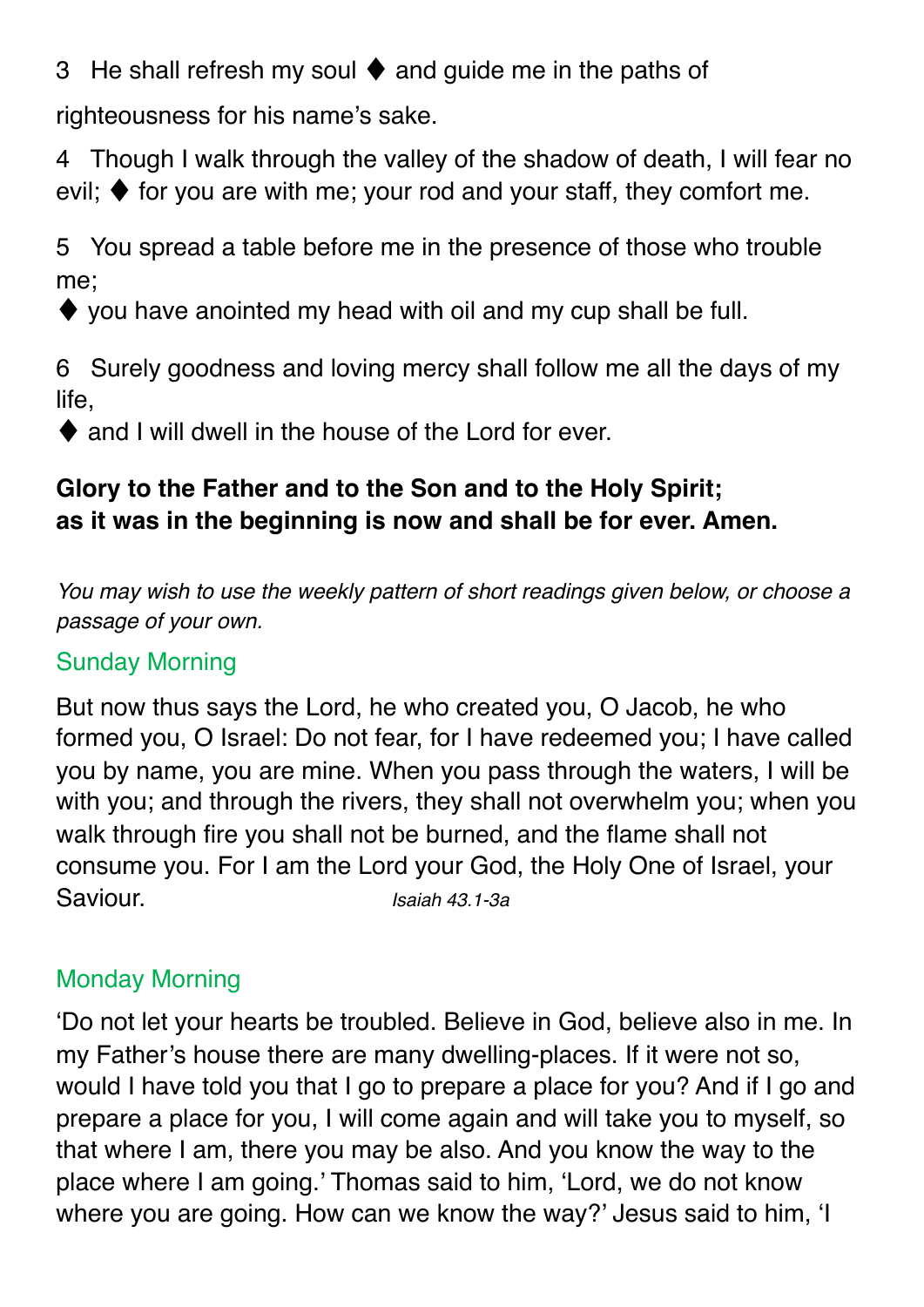3 He shall refresh my soul ♦ and guide me in the paths of righteousness for his name's sake.

4 Though I walk through the valley of the shadow of death, I will fear no evil; ♦ for you are with me; your rod and your staff, they comfort me.

5 You spread a table before me in the presence of those who trouble me;
♦ you have anointed my head with oil and my cup shall be full.

6 Surely goodness and loving mercy shall follow me all the days of my life,
♦ and I will dwell in the house of the Lord for ever.

**Glory to the Father and to the Son and to the Holy Spirit;**
**as it was in the beginning is now and shall be for ever. Amen.**

*You may wish to use the weekly pattern of short readings given below, or choose a passage of your own.*

### Sunday Morning

But now thus says the Lord, he who created you, O Jacob, he who formed you, O Israel: Do not fear, for I have redeemed you; I have called you by name, you are mine. When you pass through the waters, I will be with you; and through the rivers, they shall not overwhelm you; when you walk through fire you shall not be burned, and the flame shall not consume you. For I am the Lord your God, the Holy One of Israel, your Saviour. *Isaiah 43.1-3a*

### Monday Morning

'Do not let your hearts be troubled. Believe in God, believe also in me. In my Father's house there are many dwelling-places. If it were not so, would I have told you that I go to prepare a place for you? And if I go and prepare a place for you, I will come again and will take you to myself, so that where I am, there you may be also. And you know the way to the place where I am going.' Thomas said to him, 'Lord, we do not know where you are going. How can we know the way?' Jesus said to him, 'I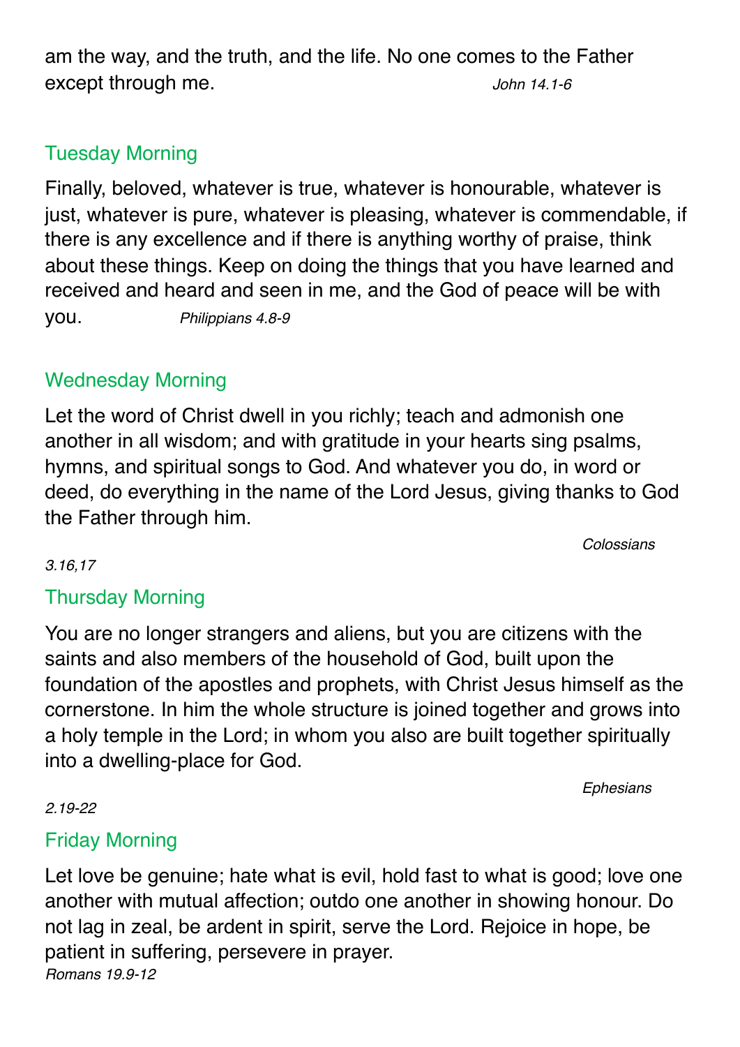am the way, and the truth, and the life. No one comes to the Father except through me. *John 14.1-6*

## Tuesday Morning

Finally, beloved, whatever is true, whatever is honourable, whatever is just, whatever is pure, whatever is pleasing, whatever is commendable, if there is any excellence and if there is anything worthy of praise, think about these things. Keep on doing the things that you have learned and received and heard and seen in me, and the God of peace will be with you. *Philippians 4.8-9*

## Wednesday Morning

Let the word of Christ dwell in you richly; teach and admonish one another in all wisdom; and with gratitude in your hearts sing psalms, hymns, and spiritual songs to God. And whatever you do, in word or deed, do everything in the name of the Lord Jesus, giving thanks to God the Father through him.

*Colossians 3.16,17*

## Thursday Morning

You are no longer strangers and aliens, but you are citizens with the saints and also members of the household of God, built upon the foundation of the apostles and prophets, with Christ Jesus himself as the cornerstone. In him the whole structure is joined together and grows into a holy temple in the Lord; in whom you also are built together spiritually into a dwelling-place for God.

*Ephesians 2.19-22*

## Friday Morning

Let love be genuine; hate what is evil, hold fast to what is good; love one another with mutual affection; outdo one another in showing honour. Do not lag in zeal, be ardent in spirit, serve the Lord. Rejoice in hope, be patient in suffering, persevere in prayer.
*Romans 19.9-12*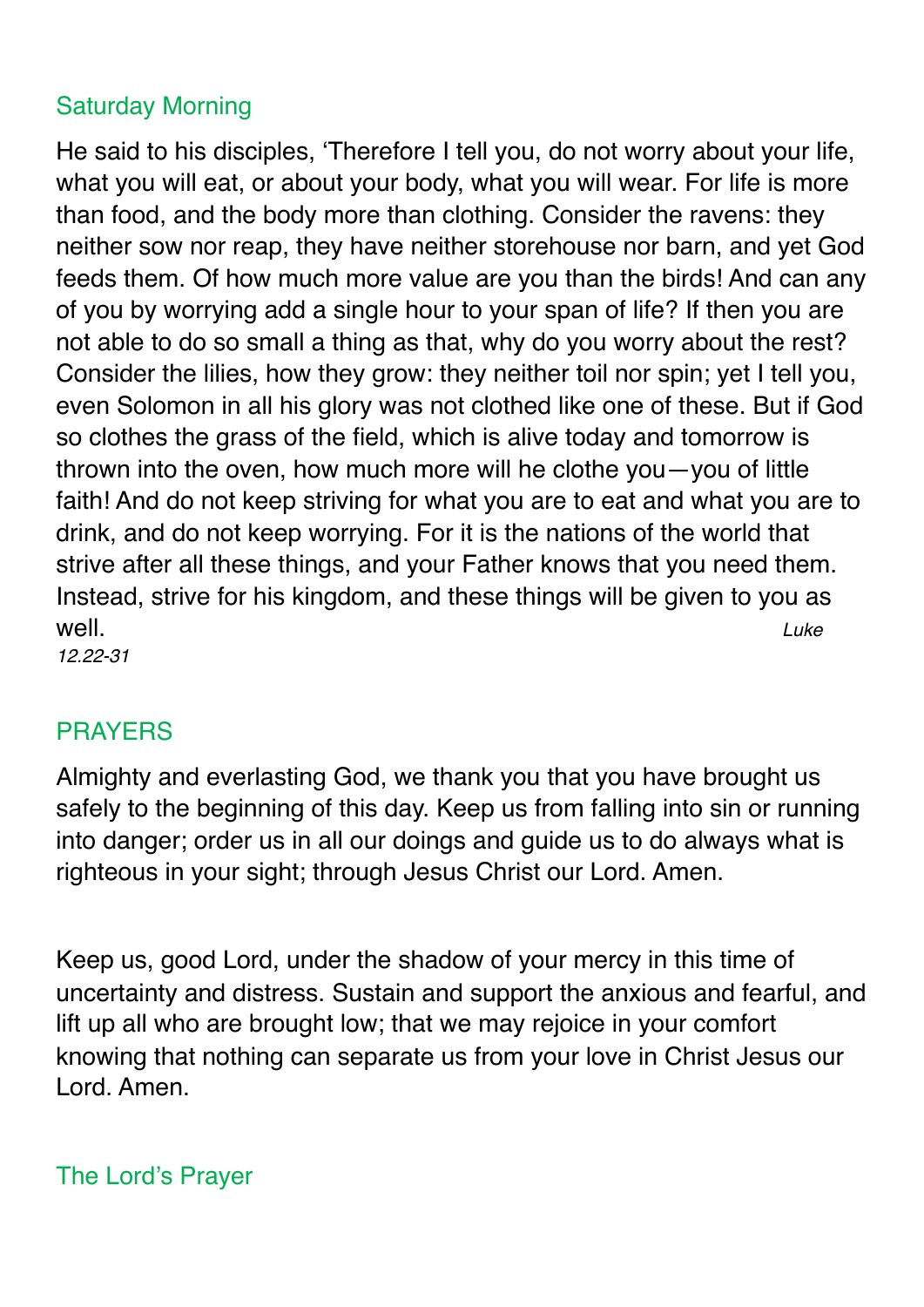## Saturday Morning

He said to his disciples, 'Therefore I tell you, do not worry about your life, what you will eat, or about your body, what you will wear. For life is more than food, and the body more than clothing. Consider the ravens: they neither sow nor reap, they have neither storehouse nor barn, and yet God feeds them. Of how much more value are you than the birds! And can any of you by worrying add a single hour to your span of life? If then you are not able to do so small a thing as that, why do you worry about the rest? Consider the lilies, how they grow: they neither toil nor spin; yet I tell you, even Solomon in all his glory was not clothed like one of these. But if God so clothes the grass of the field, which is alive today and tomorrow is thrown into the oven, how much more will he clothe you—you of little faith! And do not keep striving for what you are to eat and what you are to drink, and do not keep worrying. For it is the nations of the world that strive after all these things, and your Father knows that you need them. Instead, strive for his kingdom, and these things will be given to you as well. *Luke 12.22-31*

## PRAYERS

Almighty and everlasting God, we thank you that you have brought us safely to the beginning of this day. Keep us from falling into sin or running into danger; order us in all our doings and guide us to do always what is righteous in your sight; through Jesus Christ our Lord. Amen.

Keep us, good Lord, under the shadow of your mercy in this time of uncertainty and distress. Sustain and support the anxious and fearful, and lift up all who are brought low; that we may rejoice in your comfort knowing that nothing can separate us from your love in Christ Jesus our Lord. Amen.

## The Lord's Prayer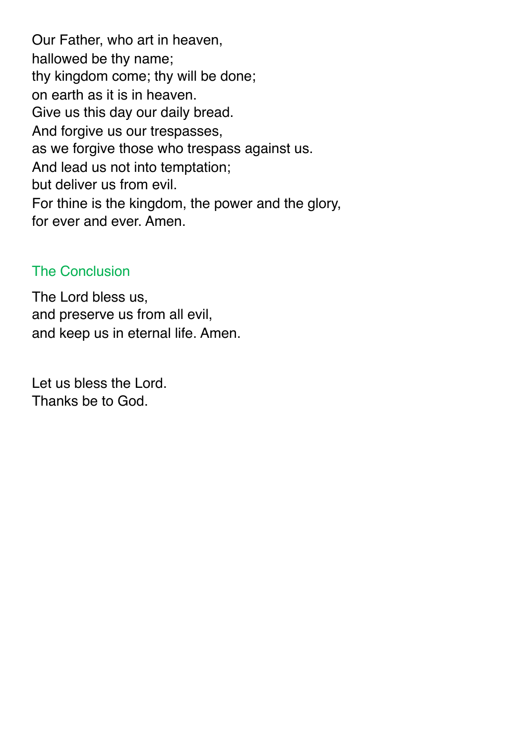Our Father, who art in heaven,
hallowed be thy name;
thy kingdom come; thy will be done;
on earth as it is in heaven.
Give us this day our daily bread.
And forgive us our trespasses,
as we forgive those who trespass against us.
And lead us not into temptation;
but deliver us from evil.
For thine is the kingdom, the power and the glory,
for ever and ever. Amen.

## The Conclusion

The Lord bless us,
and preserve us from all evil,
and keep us in eternal life. Amen.

Let us bless the Lord.
Thanks be to God.